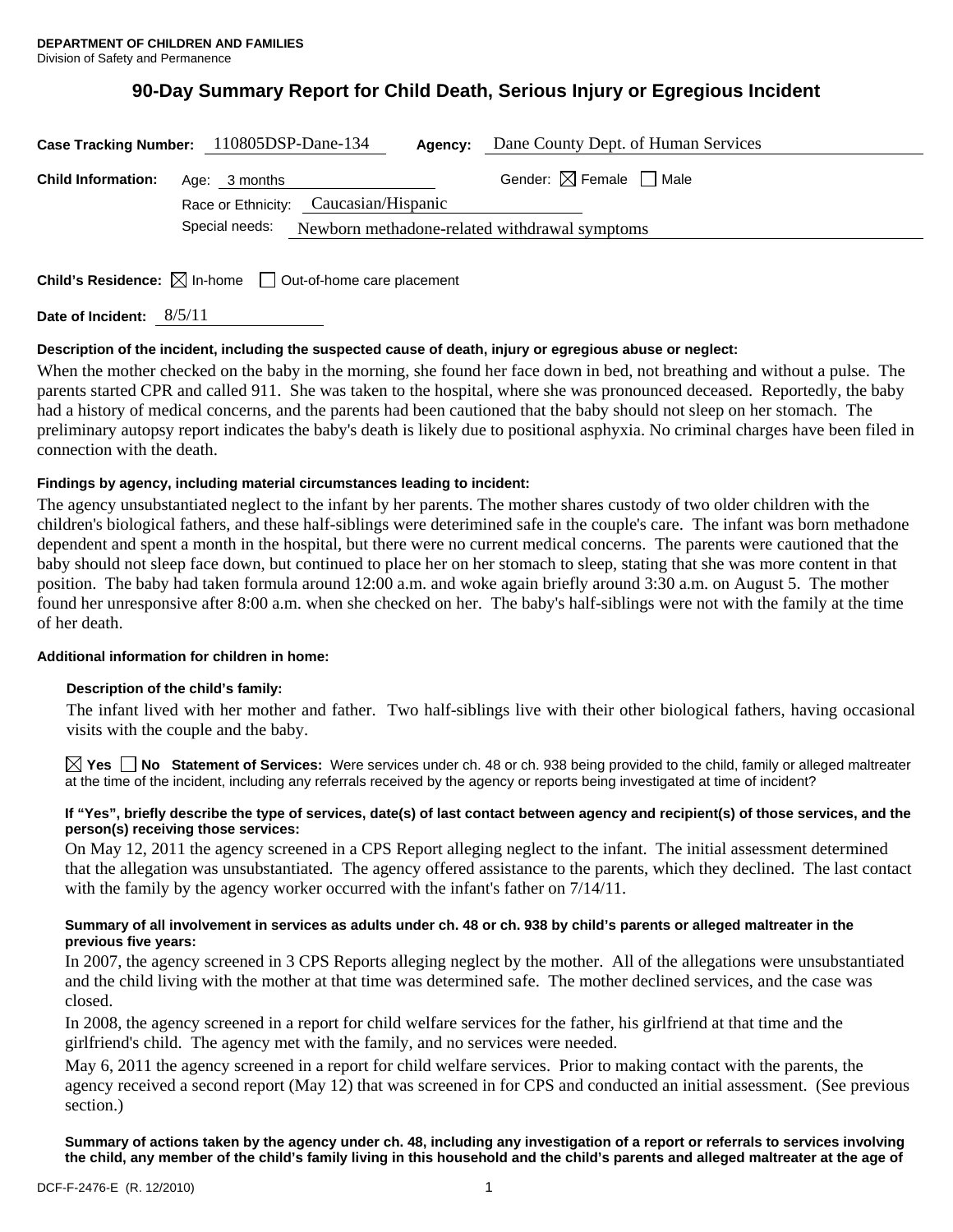**DEPARTMENT OF CHILDREN AND FAMILIES**
Division of Safety and Permanence

# 90-Day Summary Report for Child Death, Serious Injury or Egregious Incident

**Case Tracking Number:** 110805DSP-Dane-134 **Agency:** Dane County Dept. of Human Services

**Child Information:** Age: 3 months Gender: ☒ Female ☐ Male

Race or Ethnicity: Caucasian/Hispanic

Special needs: Newborn methadone-related withdrawal symptoms

**Child's Residence:** ☒ In-home ☐ Out-of-home care placement

**Date of Incident:** 8/5/11

**Description of the incident, including the suspected cause of death, injury or egregious abuse or neglect:**

When the mother checked on the baby in the morning, she found her face down in bed, not breathing and without a pulse. The parents started CPR and called 911. She was taken to the hospital, where she was pronounced deceased. Reportedly, the baby had a history of medical concerns, and the parents had been cautioned that the baby should not sleep on her stomach. The preliminary autopsy report indicates the baby's death is likely due to positional asphyxia. No criminal charges have been filed in connection with the death.

**Findings by agency, including material circumstances leading to incident:**

The agency unsubstantiated neglect to the infant by her parents. The mother shares custody of two older children with the children's biological fathers, and these half-siblings were deterimined safe in the couple's care. The infant was born methadone dependent and spent a month in the hospital, but there were no current medical concerns. The parents were cautioned that the baby should not sleep face down, but continued to place her on her stomach to sleep, stating that she was more content in that position. The baby had taken formula around 12:00 a.m. and woke again briefly around 3:30 a.m. on August 5. The mother found her unresponsive after 8:00 a.m. when she checked on her. The baby's half-siblings were not with the family at the time of her death.

**Additional information for children in home:**

**Description of the child's family:**

The infant lived with her mother and father. Two half-siblings live with their other biological fathers, having occasional visits with the couple and the baby.

☒ **Yes** ☐ **No Statement of Services:** Were services under ch. 48 or ch. 938 being provided to the child, family or alleged maltreater at the time of the incident, including any referrals received by the agency or reports being investigated at time of incident?

**If "Yes", briefly describe the type of services, date(s) of last contact between agency and recipient(s) of those services, and the person(s) receiving those services:**

On May 12, 2011 the agency screened in a CPS Report alleging neglect to the infant. The initial assessment determined that the allegation was unsubstantiated. The agency offered assistance to the parents, which they declined. The last contact with the family by the agency worker occurred with the infant's father on 7/14/11.

**Summary of all involvement in services as adults under ch. 48 or ch. 938 by child's parents or alleged maltreater in the previous five years:**

In 2007, the agency screened in 3 CPS Reports alleging neglect by the mother. All of the allegations were unsubstantiated and the child living with the mother at that time was determined safe. The mother declined services, and the case was closed.

In 2008, the agency screened in a report for child welfare services for the father, his girlfriend at that time and the girlfriend's child. The agency met with the family, and no services were needed.

May 6, 2011 the agency screened in a report for child welfare services. Prior to making contact with the parents, the agency received a second report (May 12) that was screened in for CPS and conducted an initial assessment. (See previous section.)

**Summary of actions taken by the agency under ch. 48, including any investigation of a report or referrals to services involving the child, any member of the child's family living in this household and the child's parents and alleged maltreater at the age of**

DCF-F-2476-E (R. 12/2010)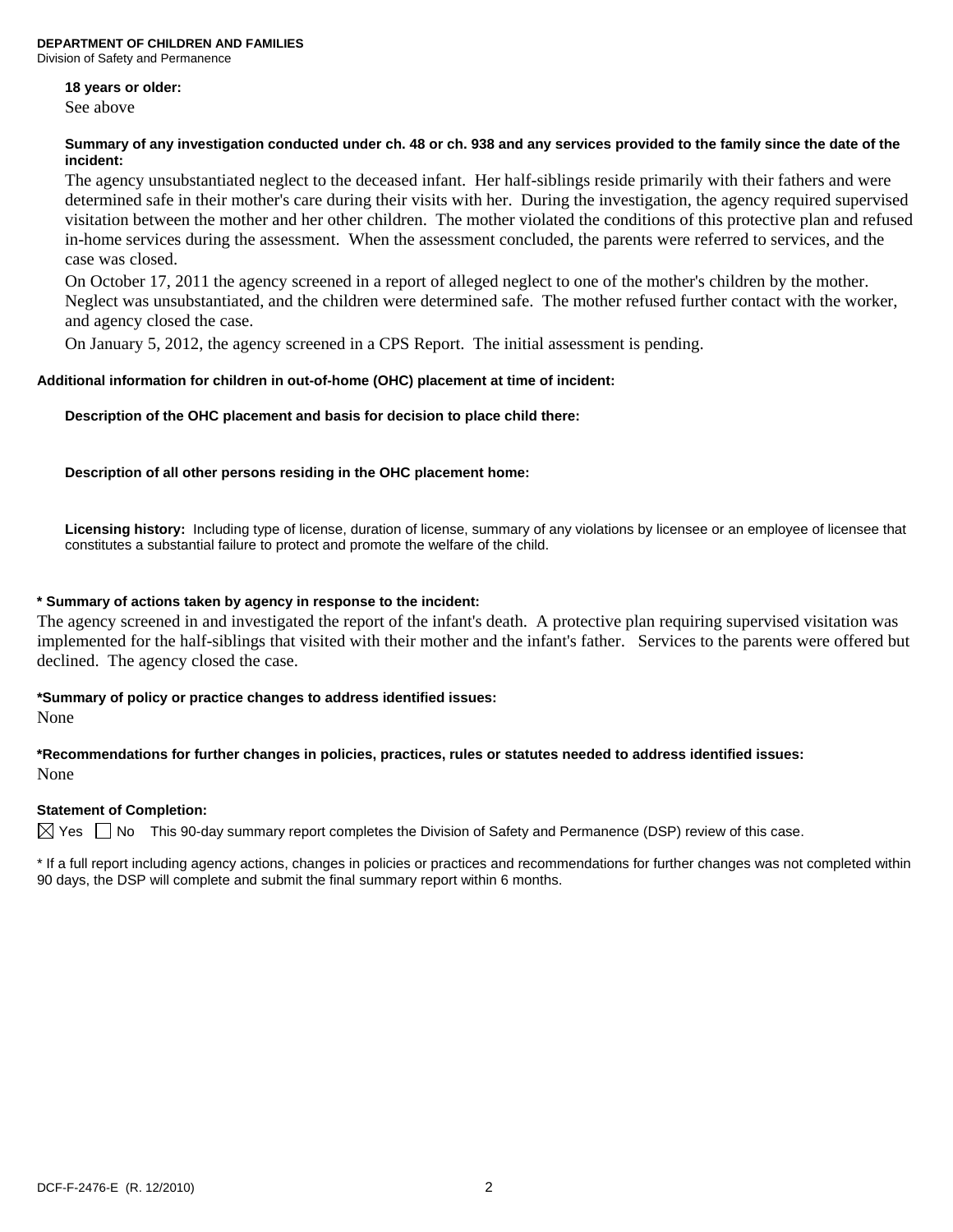**DEPARTMENT OF CHILDREN AND FAMILIES**
Division of Safety and Permanence

**18 years or older:**
See above

**Summary of any investigation conducted under ch. 48 or ch. 938 and any services provided to the family since the date of the incident:**

The agency unsubstantiated neglect to the deceased infant. Her half-siblings reside primarily with their fathers and were determined safe in their mother's care during their visits with her. During the investigation, the agency required supervised visitation between the mother and her other children. The mother violated the conditions of this protective plan and refused in-home services during the assessment. When the assessment concluded, the parents were referred to services, and the case was closed.

On October 17, 2011 the agency screened in a report of alleged neglect to one of the mother's children by the mother. Neglect was unsubstantiated, and the children were determined safe. The mother refused further contact with the worker, and agency closed the case.

On January 5, 2012, the agency screened in a CPS Report. The initial assessment is pending.

**Additional information for children in out-of-home (OHC) placement at time of incident:**

**Description of the OHC placement and basis for decision to place child there:**

**Description of all other persons residing in the OHC placement home:**

**Licensing history:** Including type of license, duration of license, summary of any violations by licensee or an employee of licensee that constitutes a substantial failure to protect and promote the welfare of the child.

**\* Summary of actions taken by agency in response to the incident:**

The agency screened in and investigated the report of the infant's death. A protective plan requiring supervised visitation was implemented for the half-siblings that visited with their mother and the infant's father. Services to the parents were offered but declined. The agency closed the case.

**\*Summary of policy or practice changes to address identified issues:**

None

**\*Recommendations for further changes in policies, practices, rules or statutes needed to address identified issues:**

None

**Statement of Completion:**

☒ Yes ☐ No This 90-day summary report completes the Division of Safety and Permanence (DSP) review of this case.

\* If a full report including agency actions, changes in policies or practices and recommendations for further changes was not completed within 90 days, the DSP will complete and submit the final summary report within 6 months.

DCF-F-2476-E (R. 12/2010)